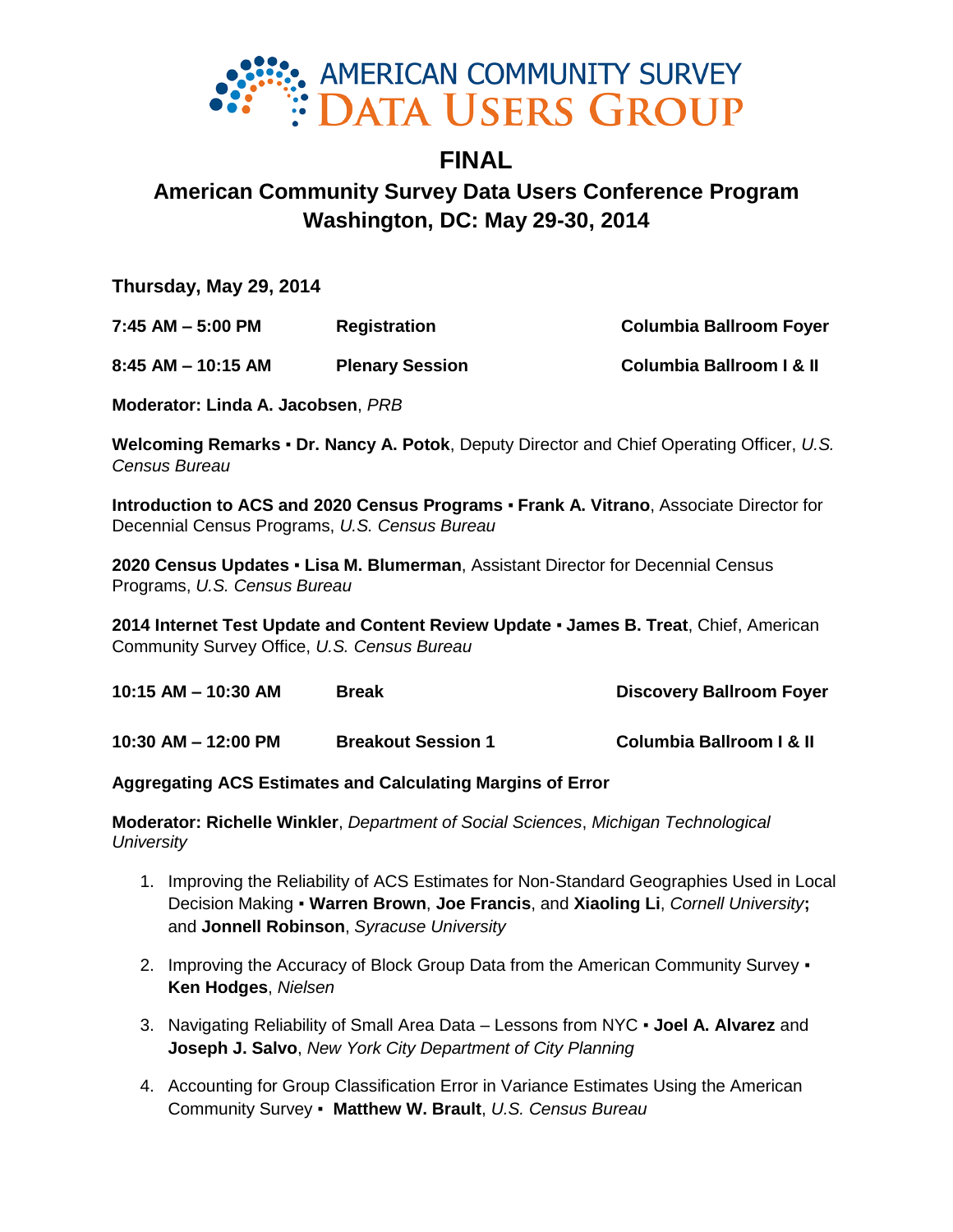AMERICAN COMMUNITY SURVEY
DATA USERS GROUP

# FINAL

## American Community Survey Data Users Conference Program
## Washington, DC: May 29-30, 2014

### Thursday, May 29, 2014

| | | |
|---|---|---|
| **7:45 AM – 5:00 PM** | **Registration** | **Columbia Ballroom Foyer** |
| **8:45 AM – 10:15 AM** | **Plenary Session** | **Columbia Ballroom I & II** |

**Moderator: Linda A. Jacobsen**, *PRB*

**Welcoming Remarks ▪ Dr. Nancy A. Potok**, Deputy Director and Chief Operating Officer, *U.S. Census Bureau*

**Introduction to ACS and 2020 Census Programs ▪ Frank A. Vitrano**, Associate Director for Decennial Census Programs, *U.S. Census Bureau*

**2020 Census Updates ▪ Lisa M. Blumerman**, Assistant Director for Decennial Census Programs, *U.S. Census Bureau*

**2014 Internet Test Update and Content Review Update ▪ James B. Treat**, Chief, American Community Survey Office, *U.S. Census Bureau*

| | | |
|---|---|---|
| **10:15 AM – 10:30 AM** | **Break** | **Discovery Ballroom Foyer** |
| **10:30 AM – 12:00 PM** | **Breakout Session 1** | **Columbia Ballroom I & II** |

**Aggregating ACS Estimates and Calculating Margins of Error**

**Moderator: Richelle Winkler**, *Department of Social Sciences*, *Michigan Technological University*

1. Improving the Reliability of ACS Estimates for Non-Standard Geographies Used in Local Decision Making ▪ **Warren Brown**, **Joe Francis**, and **Xiaoling Li**, *Cornell University*; and **Jonnell Robinson**, *Syracuse University*
2. Improving the Accuracy of Block Group Data from the American Community Survey ▪ **Ken Hodges**, *Nielsen*
3. Navigating Reliability of Small Area Data – Lessons from NYC ▪ **Joel A. Alvarez** and **Joseph J. Salvo**, *New York City Department of City Planning*
4. Accounting for Group Classification Error in Variance Estimates Using the American Community Survey ▪ **Matthew W. Brault**, *U.S. Census Bureau*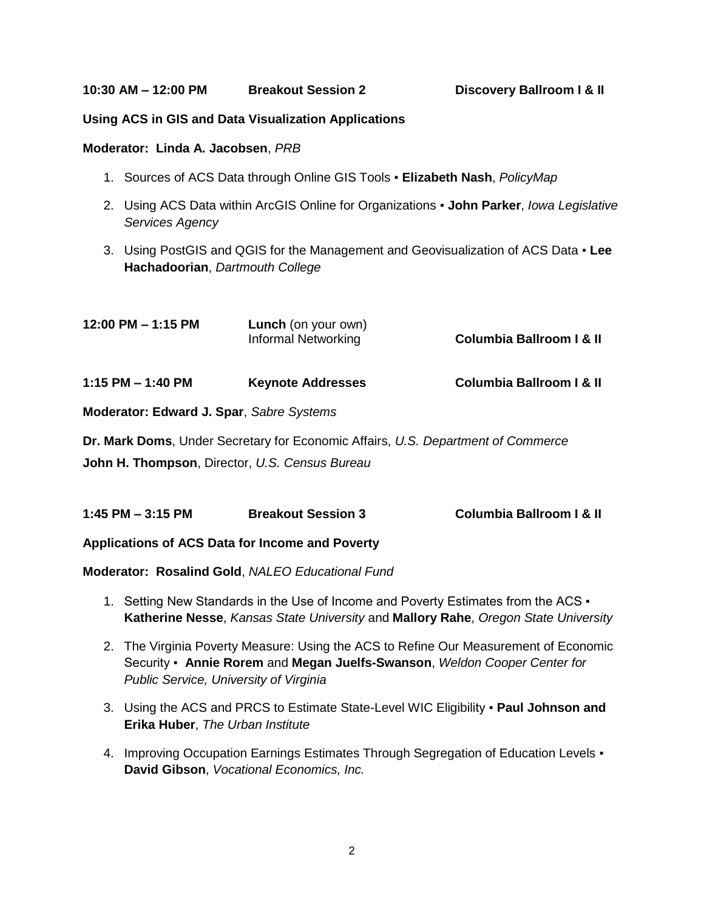**10:30 AM – 12:00 PM** **Breakout Session 2** **Discovery Ballroom I & II**

**Using ACS in GIS and Data Visualization Applications**

**Moderator: Linda A. Jacobsen**, *PRB*

1. Sources of ACS Data through Online GIS Tools ▪ **Elizabeth Nash**, *PolicyMap*
2. Using ACS Data within ArcGIS Online for Organizations ▪ **John Parker**, *Iowa Legislative Services Agency*
3. Using PostGIS and QGIS for the Management and Geovisualization of ACS Data ▪ **Lee Hachadoorian**, *Dartmouth College*

**12:00 PM – 1:15 PM** **Lunch** (on your own)
Informal Networking **Columbia Ballroom I & II**

**1:15 PM – 1:40 PM** **Keynote Addresses** **Columbia Ballroom I & II**

**Moderator: Edward J. Spar**, *Sabre Systems*

**Dr. Mark Doms**, Under Secretary for Economic Affairs, *U.S. Department of Commerce*

**John H. Thompson**, Director, *U.S. Census Bureau*

**1:45 PM – 3:15 PM** **Breakout Session 3** **Columbia Ballroom I & II**

**Applications of ACS Data for Income and Poverty**

**Moderator: Rosalind Gold**, *NALEO Educational Fund*

1. Setting New Standards in the Use of Income and Poverty Estimates from the ACS ▪ **Katherine Nesse**, *Kansas State University* and **Mallory Rahe**, *Oregon State University*
2. The Virginia Poverty Measure: Using the ACS to Refine Our Measurement of Economic Security ▪ **Annie Rorem** and **Megan Juelfs-Swanson**, *Weldon Cooper Center for Public Service, University of Virginia*
3. Using the ACS and PRCS to Estimate State-Level WIC Eligibility ▪ **Paul Johnson and Erika Huber**, *The Urban Institute*
4. Improving Occupation Earnings Estimates Through Segregation of Education Levels ▪ **David Gibson**, *Vocational Economics, Inc.*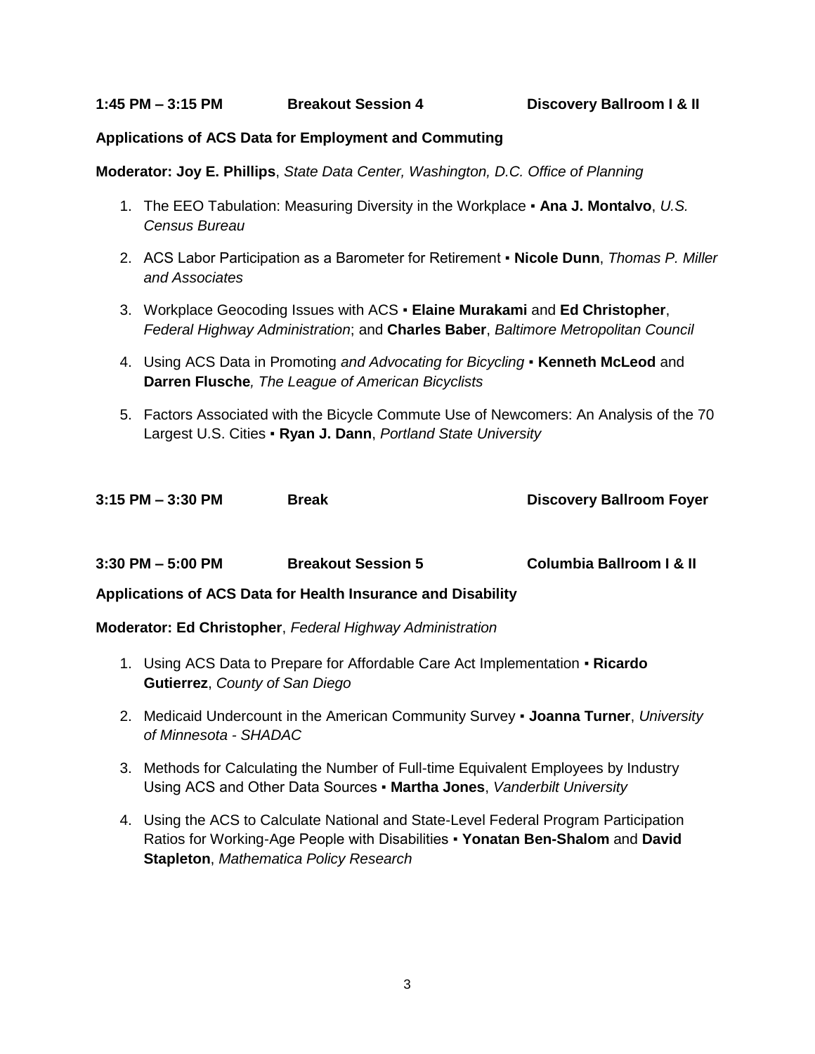**1:45 PM – 3:15 PM Breakout Session 4 Discovery Ballroom I & II**

**Applications of ACS Data for Employment and Commuting**

**Moderator: Joy E. Phillips**, *State Data Center, Washington, D.C. Office of Planning*

1. The EEO Tabulation: Measuring Diversity in the Workplace ▪ **Ana J. Montalvo**, *U.S. Census Bureau*

2. ACS Labor Participation as a Barometer for Retirement ▪ **Nicole Dunn**, *Thomas P. Miller and Associates*

3. Workplace Geocoding Issues with ACS ▪ **Elaine Murakami** and **Ed Christopher**, *Federal Highway Administration*; and **Charles Baber**, *Baltimore Metropolitan Council*

4. Using ACS Data in Promoting *and Advocating for Bicycling* ▪ **Kenneth McLeod** and **Darren Flusche***, The League of American Bicyclists*

5. Factors Associated with the Bicycle Commute Use of Newcomers: An Analysis of the 70 Largest U.S. Cities ▪ **Ryan J. Dann**, *Portland State University*

**3:15 PM – 3:30 PM Break Discovery Ballroom Foyer**

**3:30 PM – 5:00 PM Breakout Session 5 Columbia Ballroom I & II**

**Applications of ACS Data for Health Insurance and Disability**

**Moderator: Ed Christopher**, *Federal Highway Administration*

1. Using ACS Data to Prepare for Affordable Care Act Implementation ▪ **Ricardo Gutierrez**, *County of San Diego*

2. Medicaid Undercount in the American Community Survey ▪ **Joanna Turner**, *University of Minnesota - SHADAC*

3. Methods for Calculating the Number of Full-time Equivalent Employees by Industry Using ACS and Other Data Sources ▪ **Martha Jones**, *Vanderbilt University*

4. Using the ACS to Calculate National and State-Level Federal Program Participation Ratios for Working-Age People with Disabilities ▪ **Yonatan Ben-Shalom** and **David Stapleton**, *Mathematica Policy Research*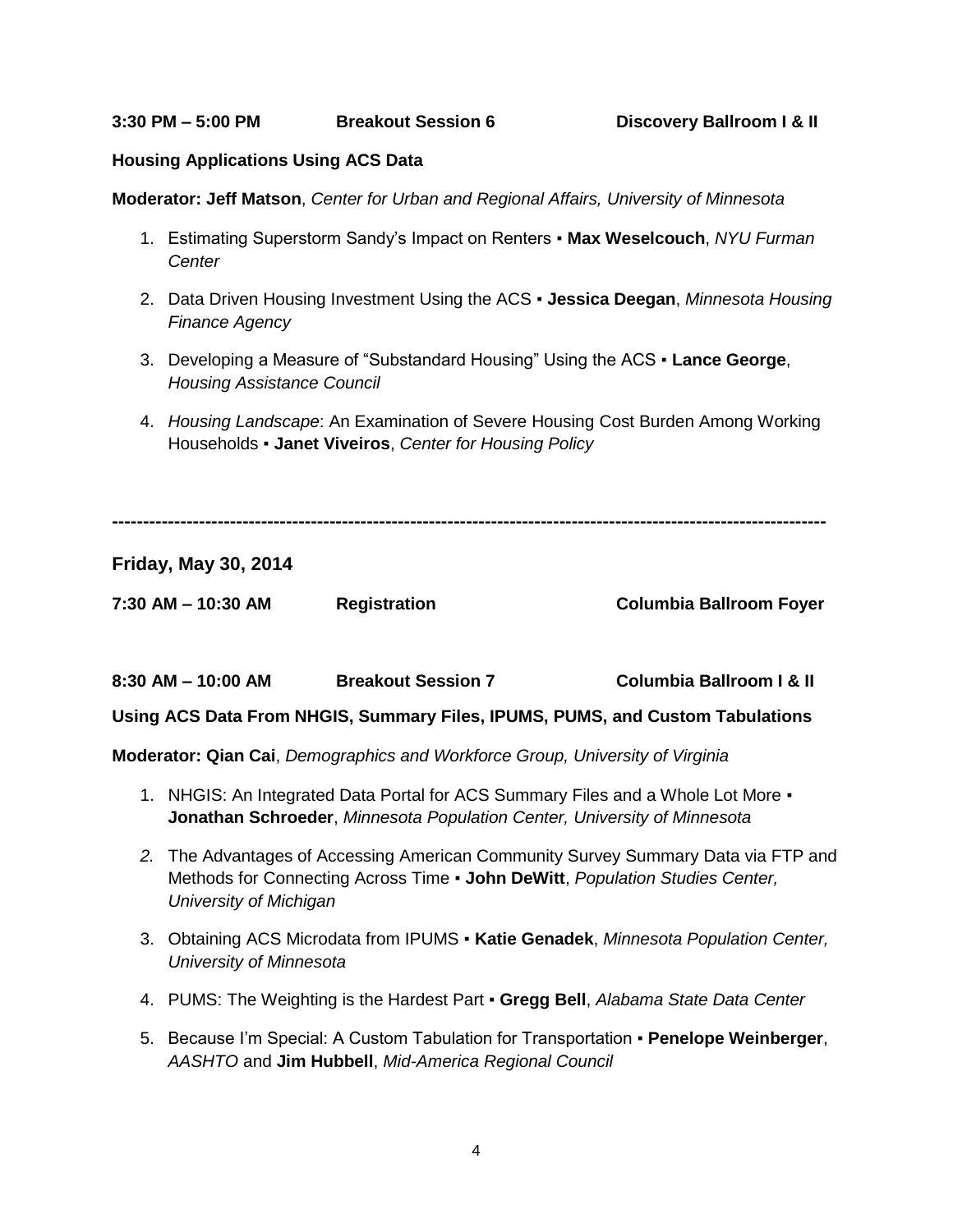**3:30 PM – 5:00 PM Breakout Session 6 Discovery Ballroom I & II**

**Housing Applications Using ACS Data**

**Moderator: Jeff Matson**, *Center for Urban and Regional Affairs, University of Minnesota*

1. Estimating Superstorm Sandy's Impact on Renters ▪ **Max Weselcouch**, *NYU Furman Center*
2. Data Driven Housing Investment Using the ACS ▪ **Jessica Deegan**, *Minnesota Housing Finance Agency*
3. Developing a Measure of "Substandard Housing" Using the ACS ▪ **Lance George**, *Housing Assistance Council*
4. *Housing Landscape*: An Examination of Severe Housing Cost Burden Among Working Households ▪ **Janet Viveiros**, *Center for Housing Policy*

---

## Friday, May 30, 2014

**7:30 AM – 10:30 AM Registration Columbia Ballroom Foyer**

**8:30 AM – 10:00 AM Breakout Session 7 Columbia Ballroom I & II**

**Using ACS Data From NHGIS, Summary Files, IPUMS, PUMS, and Custom Tabulations**

**Moderator: Qian Cai**, *Demographics and Workforce Group, University of Virginia*

1. NHGIS: An Integrated Data Portal for ACS Summary Files and a Whole Lot More ▪ **Jonathan Schroeder**, *Minnesota Population Center, University of Minnesota*
2. The Advantages of Accessing American Community Survey Summary Data via FTP and Methods for Connecting Across Time ▪ **John DeWitt**, *Population Studies Center, University of Michigan*
3. Obtaining ACS Microdata from IPUMS ▪ **Katie Genadek**, *Minnesota Population Center, University of Minnesota*
4. PUMS: The Weighting is the Hardest Part ▪ **Gregg Bell**, *Alabama State Data Center*
5. Because I'm Special: A Custom Tabulation for Transportation ▪ **Penelope Weinberger**, *AASHTO* and **Jim Hubbell**, *Mid-America Regional Council*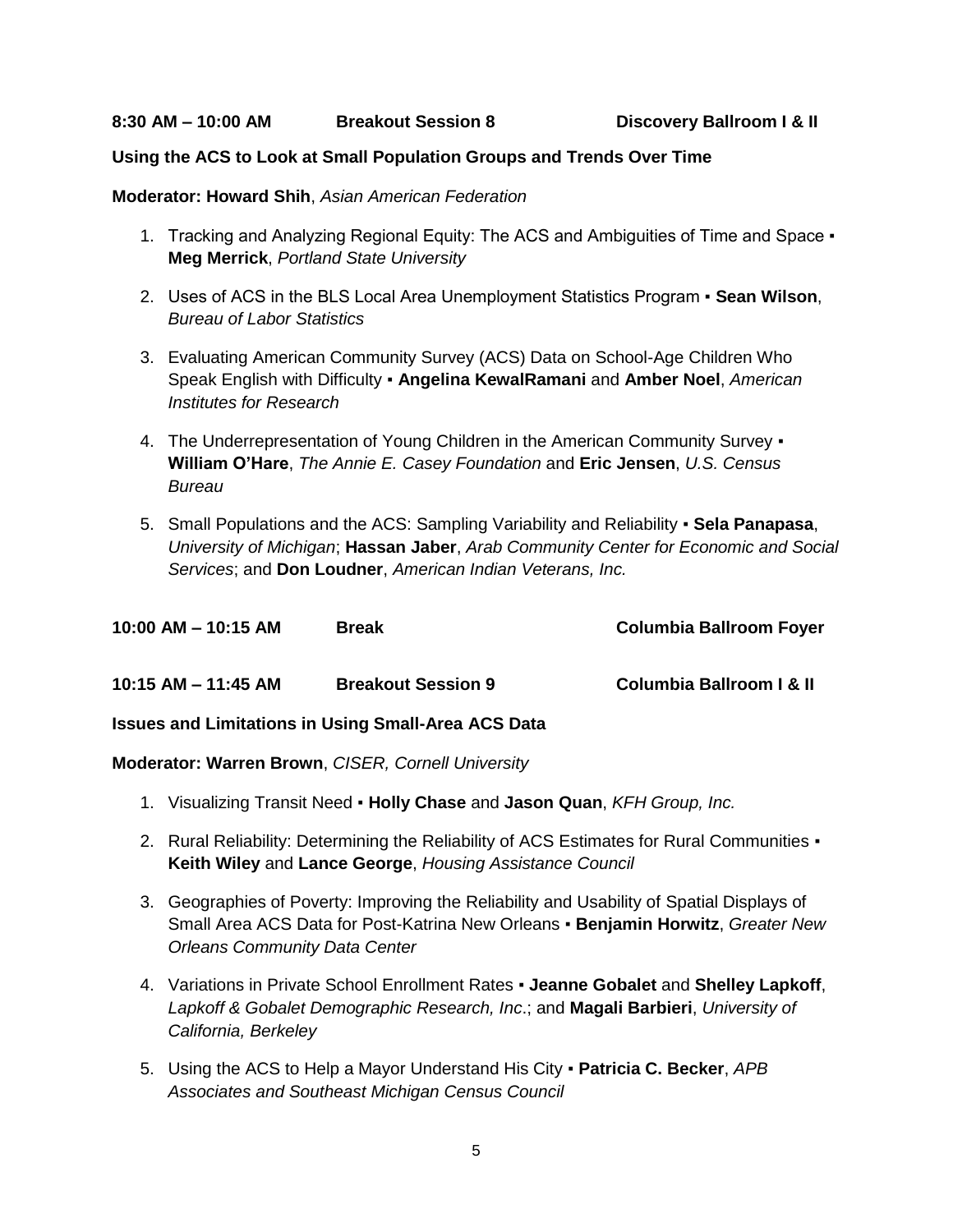**8:30 AM – 10:00 AM　　Breakout Session 8　　Discovery Ballroom I & II**

**Using the ACS to Look at Small Population Groups and Trends Over Time**

**Moderator: Howard Shih**, *Asian American Federation*

1. Tracking and Analyzing Regional Equity: The ACS and Ambiguities of Time and Space ▪ **Meg Merrick**, *Portland State University*
2. Uses of ACS in the BLS Local Area Unemployment Statistics Program ▪ **Sean Wilson**, *Bureau of Labor Statistics*
3. Evaluating American Community Survey (ACS) Data on School-Age Children Who Speak English with Difficulty ▪ **Angelina KewalRamani** and **Amber Noel**, *American Institutes for Research*
4. The Underrepresentation of Young Children in the American Community Survey ▪ **William O'Hare**, *The Annie E. Casey Foundation* and **Eric Jensen**, *U.S. Census Bureau*
5. Small Populations and the ACS: Sampling Variability and Reliability ▪ **Sela Panapasa**, *University of Michigan*; **Hassan Jaber**, *Arab Community Center for Economic and Social Services*; and **Don Loudner**, *American Indian Veterans, Inc.*

**10:00 AM – 10:15 AM　　Break　　Columbia Ballroom Foyer**

**10:15 AM – 11:45 AM　　Breakout Session 9　　Columbia Ballroom I & II**

**Issues and Limitations in Using Small-Area ACS Data**

**Moderator: Warren Brown**, *CISER, Cornell University*

1. Visualizing Transit Need ▪ **Holly Chase** and **Jason Quan**, *KFH Group, Inc.*
2. Rural Reliability: Determining the Reliability of ACS Estimates for Rural Communities ▪ **Keith Wiley** and **Lance George**, *Housing Assistance Council*
3. Geographies of Poverty: Improving the Reliability and Usability of Spatial Displays of Small Area ACS Data for Post-Katrina New Orleans ▪ **Benjamin Horwitz**, *Greater New Orleans Community Data Center*
4. Variations in Private School Enrollment Rates ▪ **Jeanne Gobalet** and **Shelley Lapkoff**, *Lapkoff & Gobalet Demographic Research, Inc*.; and **Magali Barbieri**, *University of California, Berkeley*
5. Using the ACS to Help a Mayor Understand His City ▪ **Patricia C. Becker**, *APB Associates and Southeast Michigan Census Council*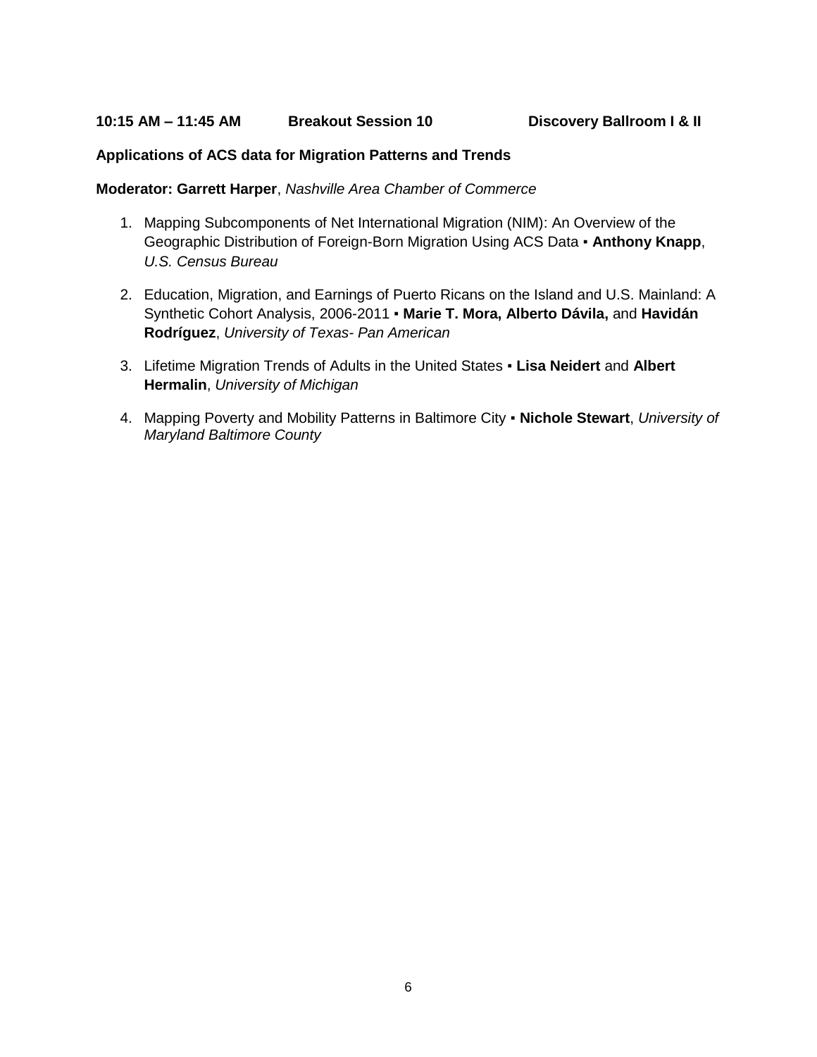**10:15 AM – 11:45 AM Breakout Session 10 Discovery Ballroom I & II**

**Applications of ACS data for Migration Patterns and Trends**

**Moderator: Garrett Harper**, *Nashville Area Chamber of Commerce*

1. Mapping Subcomponents of Net International Migration (NIM): An Overview of the Geographic Distribution of Foreign-Born Migration Using ACS Data ▪ **Anthony Knapp**, *U.S. Census Bureau*

2. Education, Migration, and Earnings of Puerto Ricans on the Island and U.S. Mainland: A Synthetic Cohort Analysis, 2006-2011 ▪ **Marie T. Mora, Alberto Dávila,** and **Havidán Rodríguez**, *University of Texas- Pan American*

3. Lifetime Migration Trends of Adults in the United States ▪ **Lisa Neidert** and **Albert Hermalin**, *University of Michigan*

4. Mapping Poverty and Mobility Patterns in Baltimore City ▪ **Nichole Stewart**, *University of Maryland Baltimore County*